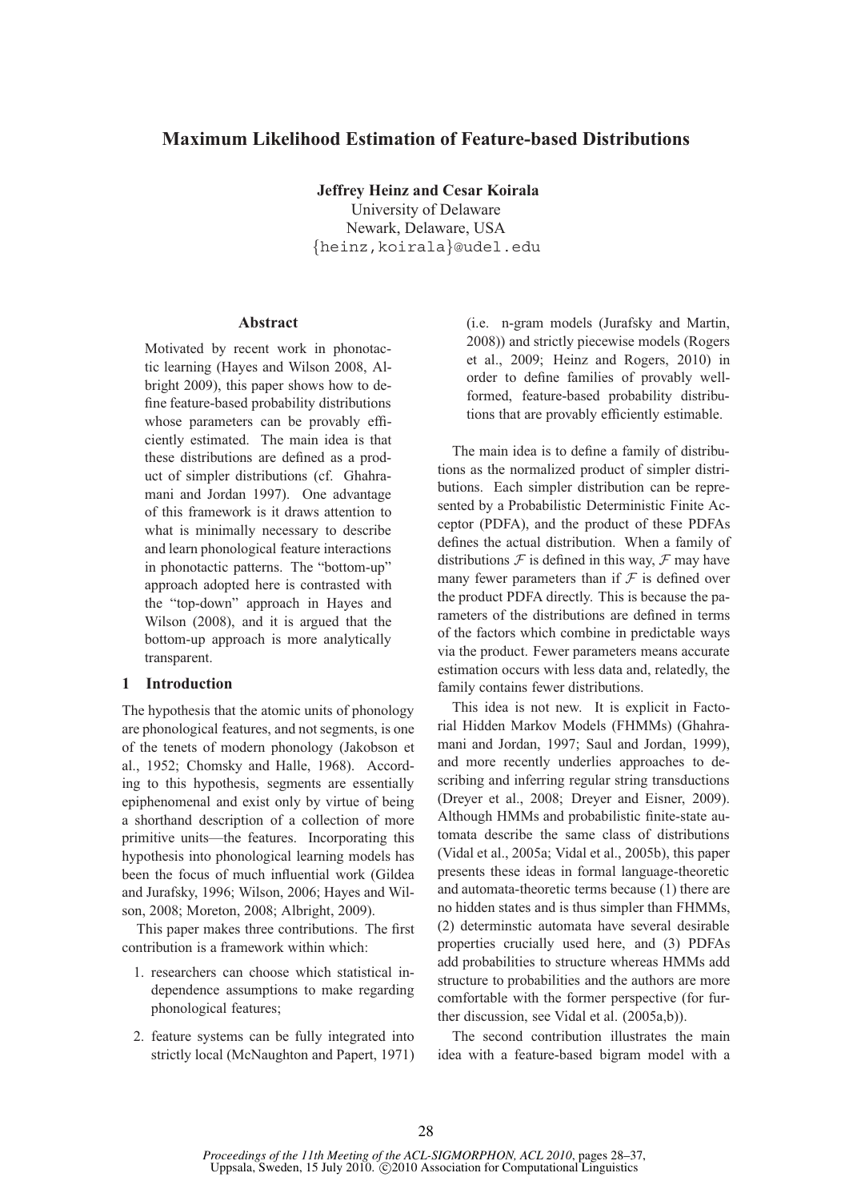# Maximum Likelihood Estimation of Feature-based Distributions

**Jeffrey Heinz and Cesar Koirala**
University of Delaware
Newark, Delaware, USA
{heinz,koirala}@udel.edu

## Abstract

Motivated by recent work in phonotactic learning (Hayes and Wilson 2008, Albright 2009), this paper shows how to define feature-based probability distributions whose parameters can be provably efficiently estimated. The main idea is that these distributions are defined as a product of simpler distributions (cf. Ghahramani and Jordan 1997). One advantage of this framework is it draws attention to what is minimally necessary to describe and learn phonological feature interactions in phonotactic patterns. The "bottom-up" approach adopted here is contrasted with the "top-down" approach in Hayes and Wilson (2008), and it is argued that the bottom-up approach is more analytically transparent.

## 1 Introduction

The hypothesis that the atomic units of phonology are phonological features, and not segments, is one of the tenets of modern phonology (Jakobson et al., 1952; Chomsky and Halle, 1968). According to this hypothesis, segments are essentially epiphenomenal and exist only by virtue of being a shorthand description of a collection of more primitive units—the features. Incorporating this hypothesis into phonological learning models has been the focus of much influential work (Gildea and Jurafsky, 1996; Wilson, 2006; Hayes and Wilson, 2008; Moreton, 2008; Albright, 2009).

This paper makes three contributions. The first contribution is a framework within which:

1. researchers can choose which statistical independence assumptions to make regarding phonological features;
2. feature systems can be fully integrated into strictly local (McNaughton and Papert, 1971) (i.e. n-gram models (Jurafsky and Martin, 2008)) and strictly piecewise models (Rogers et al., 2009; Heinz and Rogers, 2010) in order to define families of provably well-formed, feature-based probability distributions that are provably efficiently estimable.

The main idea is to define a family of distributions as the normalized product of simpler distributions. Each simpler distribution can be represented by a Probabilistic Deterministic Finite Acceptor (PDFA), and the product of these PDFAs defines the actual distribution. When a family of distributions $\mathcal{F}$ is defined in this way, $\mathcal{F}$ may have many fewer parameters than if $\mathcal{F}$ is defined over the product PDFA directly. This is because the parameters of the distributions are defined in terms of the factors which combine in predictable ways via the product. Fewer parameters means accurate estimation occurs with less data and, relatedly, the family contains fewer distributions.

This idea is not new. It is explicit in Factorial Hidden Markov Models (FHMMs) (Ghahramani and Jordan, 1997; Saul and Jordan, 1999), and more recently underlies approaches to describing and inferring regular string transductions (Dreyer et al., 2008; Dreyer and Eisner, 2009). Although HMMs and probabilistic finite-state automata describe the same class of distributions (Vidal et al., 2005a; Vidal et al., 2005b), this paper presents these ideas in formal language-theoretic and automata-theoretic terms because (1) there are no hidden states and is thus simpler than FHMMs, (2) determinstic automata have several desirable properties crucially used here, and (3) PDFAs add probabilities to structure whereas HMMs add structure to probabilities and the authors are more comfortable with the former perspective (for further discussion, see Vidal et al. (2005a,b)).

The second contribution illustrates the main idea with a feature-based bigram model with a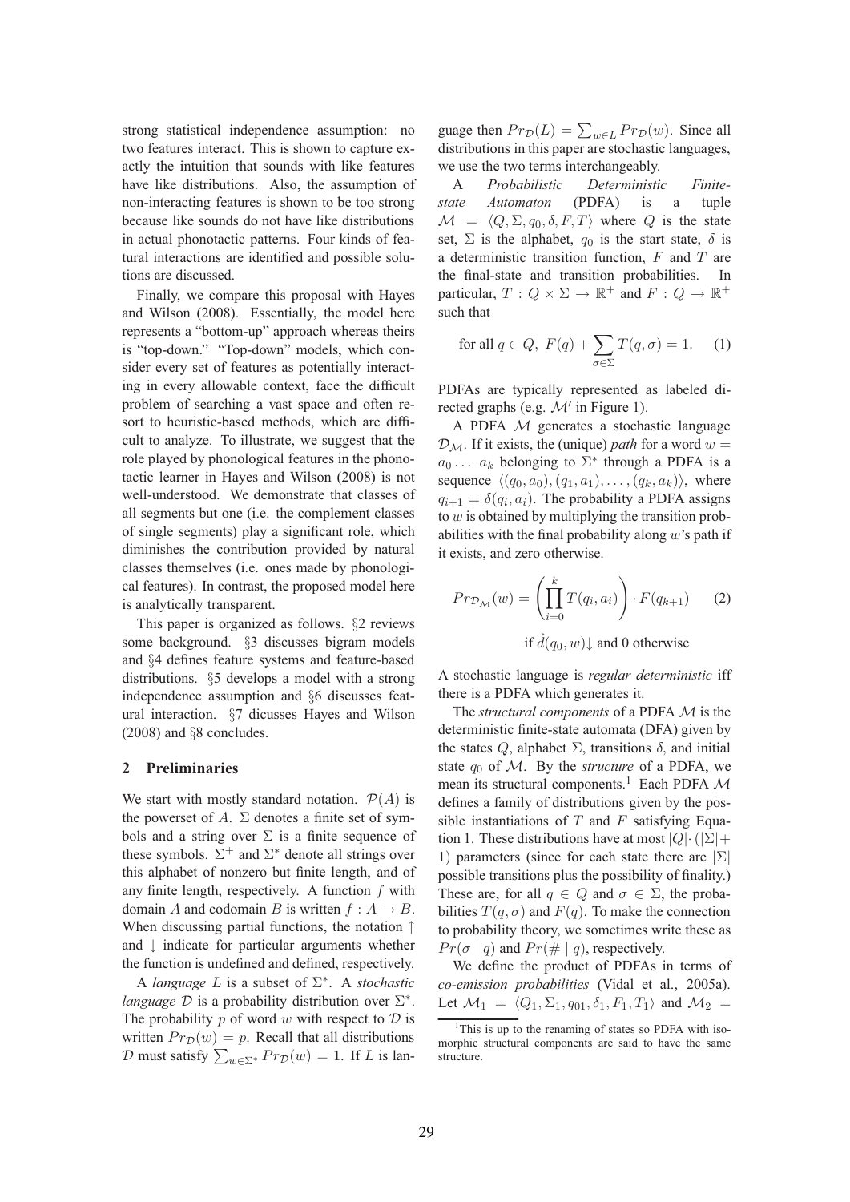strong statistical independence assumption: no two features interact. This is shown to capture exactly the intuition that sounds with like features have like distributions. Also, the assumption of non-interacting features is shown to be too strong because like sounds do not have like distributions in actual phonotactic patterns. Four kinds of featural interactions are identified and possible solutions are discussed.

Finally, we compare this proposal with Hayes and Wilson (2008). Essentially, the model here represents a "bottom-up" approach whereas theirs is "top-down." "Top-down" models, which consider every set of features as potentially interacting in every allowable context, face the difficult problem of searching a vast space and often resort to heuristic-based methods, which are difficult to analyze. To illustrate, we suggest that the role played by phonological features in the phonotactic learner in Hayes and Wilson (2008) is not well-understood. We demonstrate that classes of all segments but one (i.e. the complement classes of single segments) play a significant role, which diminishes the contribution provided by natural classes themselves (i.e. ones made by phonological features). In contrast, the proposed model here is analytically transparent.

This paper is organized as follows. §2 reviews some background. §3 discusses bigram models and §4 defines feature systems and feature-based distributions. §5 develops a model with a strong independence assumption and §6 discusses featural interaction. §7 dicusses Hayes and Wilson (2008) and §8 concludes.

## 2 Preliminaries

We start with mostly standard notation. $\mathcal{P}(A)$ is the powerset of $A$. $\Sigma$ denotes a finite set of symbols and a string over $\Sigma$ is a finite sequence of these symbols. $\Sigma^+$ and $\Sigma^*$ denote all strings over this alphabet of nonzero but finite length, and of any finite length, respectively. A function $f$ with domain $A$ and codomain $B$ is written $f : A \to B$. When discussing partial functions, the notation $\uparrow$ and $\downarrow$ indicate for particular arguments whether the function is undefined and defined, respectively.

A *language* $L$ is a subset of $\Sigma^*$. A *stochastic language* $\mathcal{D}$ is a probability distribution over $\Sigma^*$. The probability $p$ of word $w$ with respect to $\mathcal{D}$ is written $Pr_{\mathcal{D}}(w) = p$. Recall that all distributions $\mathcal{D}$ must satisfy $\sum_{w \in \Sigma^*} Pr_{\mathcal{D}}(w) = 1$. If $L$ is language then $Pr_{\mathcal{D}}(L) = \sum_{w \in L} Pr_{\mathcal{D}}(w)$. Since all distributions in this paper are stochastic languages, we use the two terms interchangeably.

A *Probabilistic Deterministic Finite-state Automaton* (PDFA) is a tuple $\mathcal{M} = \langle Q, \Sigma, q_0, \delta, F, T \rangle$ where $Q$ is the state set, $\Sigma$ is the alphabet, $q_0$ is the start state, $\delta$ is a deterministic transition function, $F$ and $T$ are the final-state and transition probabilities. In particular, $T : Q \times \Sigma \to \mathbb{R}^+$ and $F : Q \to \mathbb{R}^+$ such that

$$\text{for all } q \in Q,\ F(q) + \sum_{\sigma \in \Sigma} T(q, \sigma) = 1. \qquad (1)$$

PDFAs are typically represented as labeled directed graphs (e.g. $\mathcal{M}'$ in Figure 1).

A PDFA $\mathcal{M}$ generates a stochastic language $\mathcal{D}_{\mathcal{M}}$. If it exists, the (unique) *path* for a word $w = a_0 \ldots a_k$ belonging to $\Sigma^*$ through a PDFA is a sequence $\langle (q_0, a_0), (q_1, a_1), \ldots, (q_k, a_k) \rangle$, where $q_{i+1} = \delta(q_i, a_i)$. The probability a PDFA assigns to $w$ is obtained by multiplying the transition probabilities with the final probability along $w$'s path if it exists, and zero otherwise.

$$Pr_{\mathcal{D}_{\mathcal{M}}}(w) = \left( \prod_{i=0}^{k} T(q_i, a_i) \right) \cdot F(q_{k+1}) \qquad (2)$$
$$\text{if } \hat{d}(q_0, w)\downarrow \text{ and 0 otherwise}$$

A stochastic language is *regular deterministic* iff there is a PDFA which generates it.

The *structural components* of a PDFA $\mathcal{M}$ is the deterministic finite-state automata (DFA) given by the states $Q$, alphabet $\Sigma$, transitions $\delta$, and initial state $q_0$ of $\mathcal{M}$. By the *structure* of a PDFA, we mean its structural components.[1] Each PDFA $\mathcal{M}$ defines a family of distributions given by the possible instantiations of $T$ and $F$ satisfying Equation 1. These distributions have at most $|Q| \cdot (|\Sigma| + 1)$ parameters (since for each state there are $|\Sigma|$ possible transitions plus the possibility of finality.) These are, for all $q \in Q$ and $\sigma \in \Sigma$, the probabilities $T(q, \sigma)$ and $F(q)$. To make the connection to probability theory, we sometimes write these as $Pr(\sigma \mid q)$ and $Pr(\# \mid q)$, respectively.

We define the product of PDFAs in terms of *co-emission probabilities* (Vidal et al., 2005a). Let $\mathcal{M}_1 = \langle Q_1, \Sigma_1, q_{01}, \delta_1, F_1, T_1 \rangle$ and $\mathcal{M}_2 =$

[1] This is up to the renaming of states so PDFA with isomorphic structural components are said to have the same structure.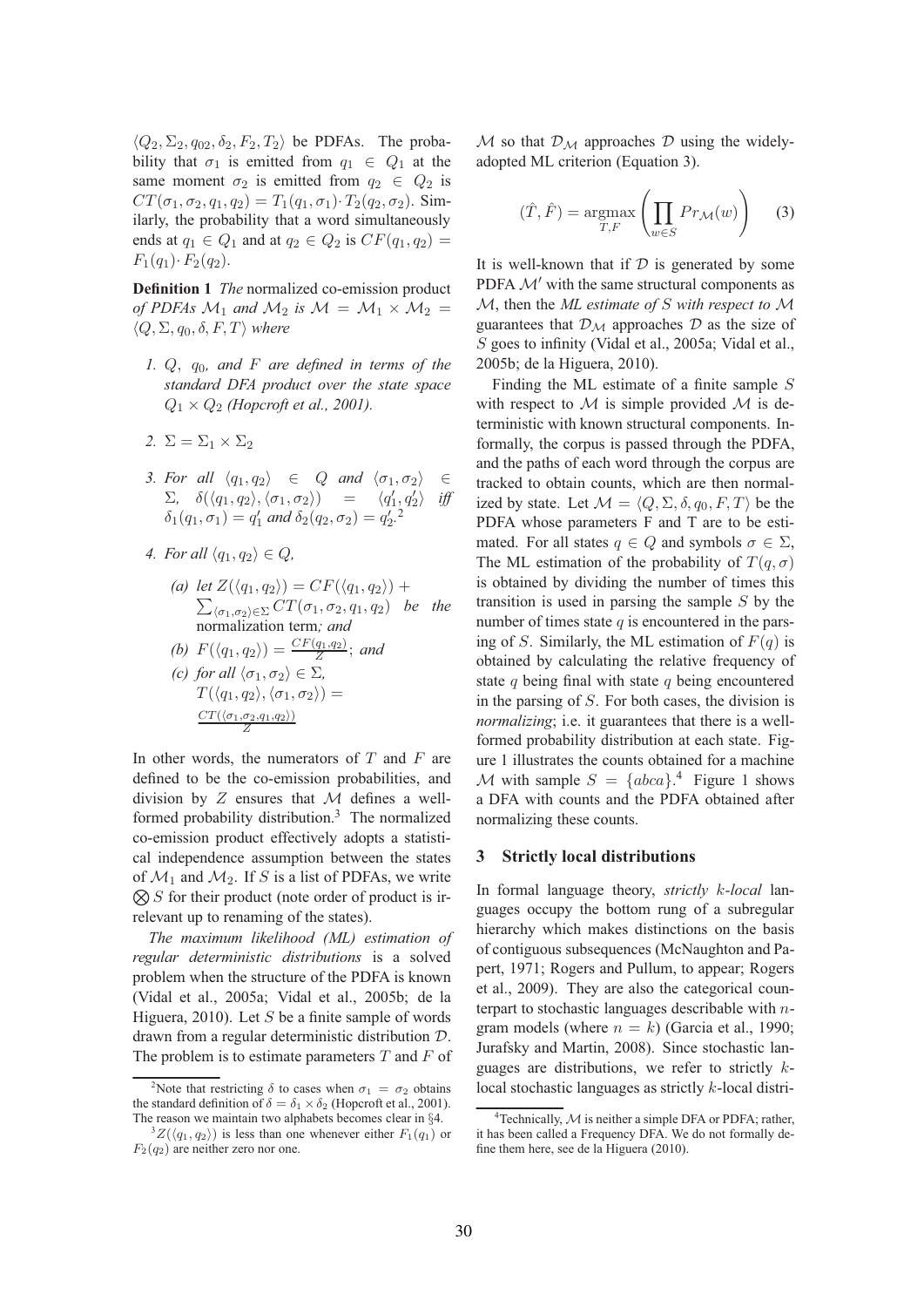$\langle Q_2, \Sigma_2, q_{02}, \delta_2, F_2, T_2 \rangle$ be PDFAs. The probability that $\sigma_1$ is emitted from $q_1 \in Q_1$ at the same moment $\sigma_2$ is emitted from $q_2 \in Q_2$ is $CT(\sigma_1, \sigma_2, q_1, q_2) = T_1(q_1, \sigma_1) \cdot T_2(q_2, \sigma_2)$. Similarly, the probability that a word simultaneously ends at $q_1 \in Q_1$ and at $q_2 \in Q_2$ is $CF(q_1, q_2) = F_1(q_1) \cdot F_2(q_2)$.

**Definition 1** *The* normalized co-emission product *of PDFAs $\mathcal{M}_1$ and $\mathcal{M}_2$ is $\mathcal{M} = \mathcal{M}_1 \times \mathcal{M}_2 = \langle Q, \Sigma, q_0, \delta, F, T \rangle$ where*

1. *$Q$, $q_0$, and $F$ are defined in terms of the standard DFA product over the state space $Q_1 \times Q_2$ (Hopcroft et al., 2001).*
2. *$\Sigma = \Sigma_1 \times \Sigma_2$*
3. *For all $\langle q_1, q_2 \rangle \in Q$ and $\langle \sigma_1, \sigma_2 \rangle \in \Sigma$, $\delta(\langle q_1, q_2 \rangle, \langle \sigma_1, \sigma_2 \rangle) = \langle q_1', q_2' \rangle$ iff $\delta_1(q_1, \sigma_1) = q_1'$ and $\delta_2(q_2, \sigma_2) = q_2'$.*[2]
4. *For all $\langle q_1, q_2 \rangle \in Q$,*
   (a) *let $Z(\langle q_1, q_2 \rangle) = CF(\langle q_1, q_2 \rangle) + \sum_{\langle \sigma_1, \sigma_2 \rangle \in \Sigma} CT(\sigma_1, \sigma_2, q_1, q_2)$ be the* normalization term*; and*
   (b) *$F(\langle q_1, q_2 \rangle) = \frac{CF(q_1, q_2)}{Z}$; and*
   (c) *for all $\langle \sigma_1, \sigma_2 \rangle \in \Sigma$, $T(\langle q_1, q_2 \rangle, \langle \sigma_1, \sigma_2 \rangle) = \frac{CT(\langle \sigma_1, \sigma_2, q_1, q_2 \rangle)}{Z}$*

In other words, the numerators of $T$ and $F$ are defined to be the co-emission probabilities, and division by $Z$ ensures that $\mathcal{M}$ defines a well-formed probability distribution.[3] The normalized co-emission product effectively adopts a statistical independence assumption between the states of $\mathcal{M}_1$ and $\mathcal{M}_2$. If $S$ is a list of PDFAs, we write $\bigotimes S$ for their product (note order of product is irrelevant up to renaming of the states).

*The maximum likelihood (ML) estimation of regular deterministic distributions* is a solved problem when the structure of the PDFA is known (Vidal et al., 2005a; Vidal et al., 2005b; de la Higuera, 2010). Let $S$ be a finite sample of words drawn from a regular deterministic distribution $\mathcal{D}$. The problem is to estimate parameters $T$ and $F$ of $\mathcal{M}$ so that $\mathcal{D}_{\mathcal{M}}$ approaches $\mathcal{D}$ using the widely-adopted ML criterion (Equation 3).

$$(\hat{T}, \hat{F}) = \underset{T,F}{\operatorname{argmax}} \left( \prod_{w \in S} Pr_{\mathcal{M}}(w) \right) \quad (3)$$

It is well-known that if $\mathcal{D}$ is generated by some PDFA $\mathcal{M}'$ with the same structural components as $\mathcal{M}$, then the *ML estimate of $S$ with respect to $\mathcal{M}$* guarantees that $\mathcal{D}_{\mathcal{M}}$ approaches $\mathcal{D}$ as the size of $S$ goes to infinity (Vidal et al., 2005a; Vidal et al., 2005b; de la Higuera, 2010).

Finding the ML estimate of a finite sample $S$ with respect to $\mathcal{M}$ is simple provided $\mathcal{M}$ is deterministic with known structural components. Informally, the corpus is passed through the PDFA, and the paths of each word through the corpus are tracked to obtain counts, which are then normalized by state. Let $\mathcal{M} = \langle Q, \Sigma, \delta, q_0, F, T \rangle$ be the PDFA whose parameters F and T are to be estimated. For all states $q \in Q$ and symbols $\sigma \in \Sigma$, The ML estimation of the probability of $T(q, \sigma)$ is obtained by dividing the number of times this transition is used in parsing the sample $S$ by the number of times state $q$ is encountered in the parsing of $S$. Similarly, the ML estimation of $F(q)$ is obtained by calculating the relative frequency of state $q$ being final with state $q$ being encountered in the parsing of $S$. For both cases, the division is *normalizing*; i.e. it guarantees that there is a well-formed probability distribution at each state. Figure 1 illustrates the counts obtained for a machine $\mathcal{M}$ with sample $S = \{abca\}$.[4] Figure 1 shows a DFA with counts and the PDFA obtained after normalizing these counts.

## 3 Strictly local distributions

In formal language theory, *strictly $k$-local* languages occupy the bottom rung of a subregular hierarchy which makes distinctions on the basis of contiguous subsequences (McNaughton and Papert, 1971; Rogers and Pullum, to appear; Rogers et al., 2009). They are also the categorical counterpart to stochastic languages describable with $n$-gram models (where $n = k$) (Garcia et al., 1990; Jurafsky and Martin, 2008). Since stochastic languages are distributions, we refer to strictly $k$-local stochastic languages as strictly $k$-local distri-

---

[2] Note that restricting $\delta$ to cases when $\sigma_1 = \sigma_2$ obtains the standard definition of $\delta = \delta_1 \times \delta_2$ (Hopcroft et al., 2001). The reason we maintain two alphabets becomes clear in §4.

[3] $Z(\langle q_1, q_2 \rangle)$ is less than one whenever either $F_1(q_1)$ or $F_2(q_2)$ are neither zero nor one.

[4] Technically, $\mathcal{M}$ is neither a simple DFA or PDFA; rather, it has been called a Frequency DFA. We do not formally define them here, see de la Higuera (2010).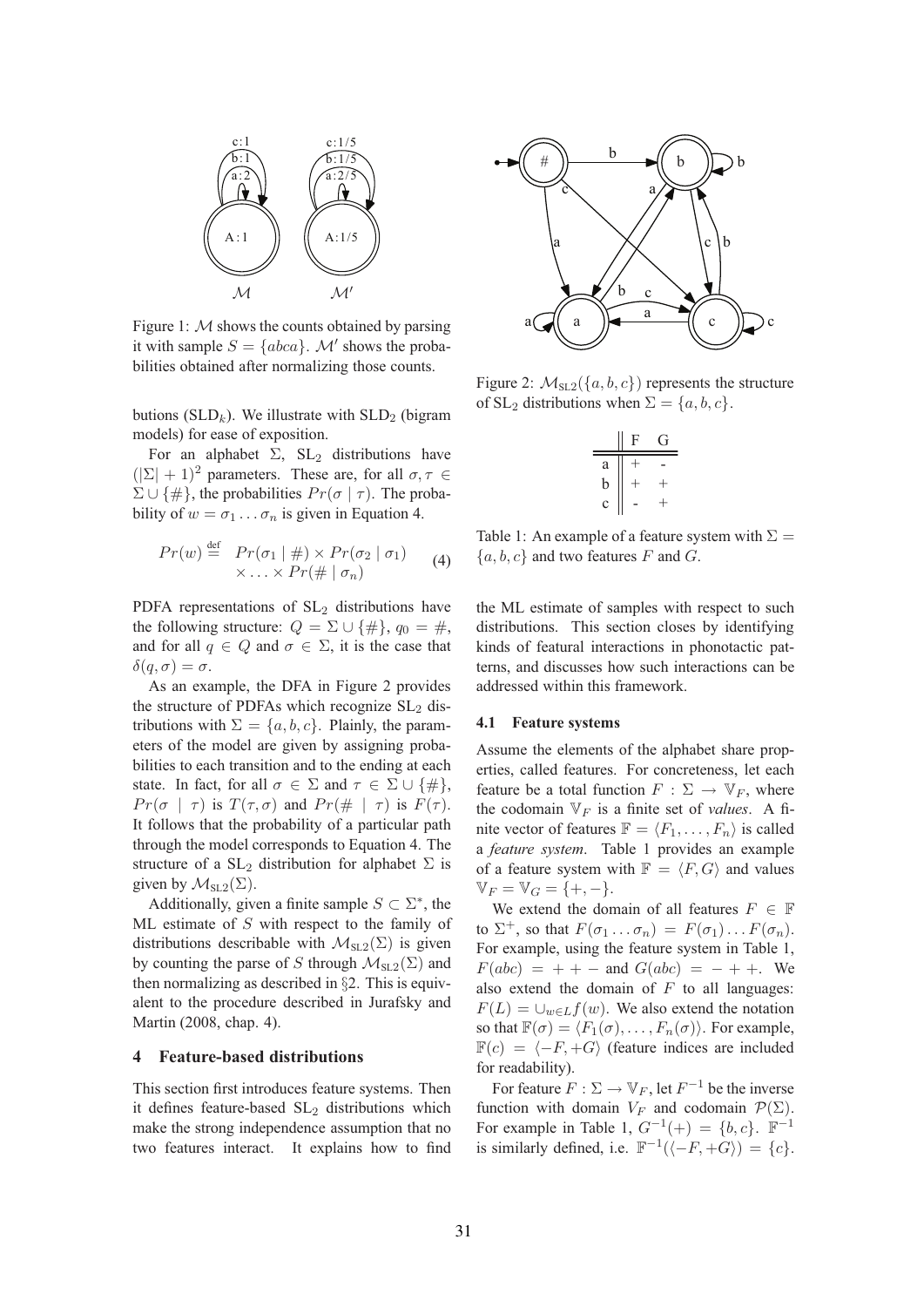Figure 1: $\mathcal{M}$ shows the counts obtained by parsing it with sample $S = \{abca\}$. $\mathcal{M}'$ shows the probabilities obtained after normalizing those counts.

Figure 2: $\mathcal{M}_{\text{SL2}}(\{a, b, c\})$ represents the structure of $\text{SL}_2$ distributions when $\Sigma = \{a, b, c\}$.

butions ($\text{SLD}_k$). We illustrate with $\text{SLD}_2$ (bigram models) for ease of exposition.

For an alphabet $\Sigma$, $\text{SL}_2$ distributions have $(|\Sigma| + 1)^2$ parameters. These are, for all $\sigma, \tau \in \Sigma \cup \{\#\}$, the probabilities $Pr(\sigma \mid \tau)$. The probability of $w = \sigma_1 \ldots \sigma_n$ is given in Equation 4.

$$Pr(w) \overset{\text{def}}{=} Pr(\sigma_1 \mid \#) \times Pr(\sigma_2 \mid \sigma_1) \times \ldots \times Pr(\# \mid \sigma_n) \tag{4}$$

PDFA representations of $\text{SL}_2$ distributions have the following structure: $Q = \Sigma \cup \{\#\}$, $q_0 = \#$, and for all $q \in Q$ and $\sigma \in \Sigma$, it is the case that $\delta(q, \sigma) = \sigma$.

As an example, the DFA in Figure 2 provides the structure of PDFAs which recognize $\text{SL}_2$ distributions with $\Sigma = \{a, b, c\}$. Plainly, the parameters of the model are given by assigning probabilities to each transition and to the ending at each state. In fact, for all $\sigma \in \Sigma$ and $\tau \in \Sigma \cup \{\#\}$, $Pr(\sigma \mid \tau)$ is $T(\tau, \sigma)$ and $Pr(\# \mid \tau)$ is $F(\tau)$. It follows that the probability of a particular path through the model corresponds to Equation 4. The structure of a $\text{SL}_2$ distribution for alphabet $\Sigma$ is given by $\mathcal{M}_{\text{SL2}}(\Sigma)$.

Additionally, given a finite sample $S \subset \Sigma^*$, the ML estimate of $S$ with respect to the family of distributions describable with $\mathcal{M}_{\text{SL2}}(\Sigma)$ is given by counting the parse of $S$ through $\mathcal{M}_{\text{SL2}}(\Sigma)$ and then normalizing as described in §2. This is equivalent to the procedure described in Jurafsky and Martin (2008, chap. 4).

## 4 Feature-based distributions

This section first introduces feature systems. Then it defines feature-based $\text{SL}_2$ distributions which make the strong independence assumption that no two features interact. It explains how to find the ML estimate of samples with respect to such distributions. This section closes by identifying kinds of featural interactions in phonotactic patterns, and discusses how such interactions can be addressed within this framework.

### 4.1 Feature systems

Assume the elements of the alphabet share properties, called features. For concreteness, let each feature be a total function $F : \Sigma \to \mathbb{V}_F$, where the codomain $\mathbb{V}_F$ is a finite set of *values*. A finite vector of features $\mathbb{F} = \langle F_1, \ldots, F_n \rangle$ is called a *feature system*. Table 1 provides an example of a feature system with $\mathbb{F} = \langle F, G \rangle$ and values $\mathbb{V}_F = \mathbb{V}_G = \{+, -\}$.

|   | F | G |
|---|---|---|
| a | + | - |
| b | + | + |
| c | - | + |

Table 1: An example of a feature system with $\Sigma = \{a, b, c\}$ and two features $F$ and $G$.

We extend the domain of all features $F \in \mathbb{F}$ to $\Sigma^+$, so that $F(\sigma_1 \ldots \sigma_n) = F(\sigma_1) \ldots F(\sigma_n)$. For example, using the feature system in Table 1, $F(abc) = + + -$ and $G(abc) = - + +$. We also extend the domain of $F$ to all languages: $F(L) = \cup_{w \in L} f(w)$. We also extend the notation so that $\mathbb{F}(\sigma) = \langle F_1(\sigma), \ldots, F_n(\sigma) \rangle$. For example, $\mathbb{F}(c) = \langle -F, +G \rangle$ (feature indices are included for readability).

For feature $F : \Sigma \to \mathbb{V}_F$, let $F^{-1}$ be the inverse function with domain $V_F$ and codomain $\mathcal{P}(\Sigma)$. For example in Table 1, $G^{-1}(+) = \{b, c\}$. $\mathbb{F}^{-1}$ is similarly defined, i.e. $\mathbb{F}^{-1}(\langle -F, +G \rangle) = \{c\}$.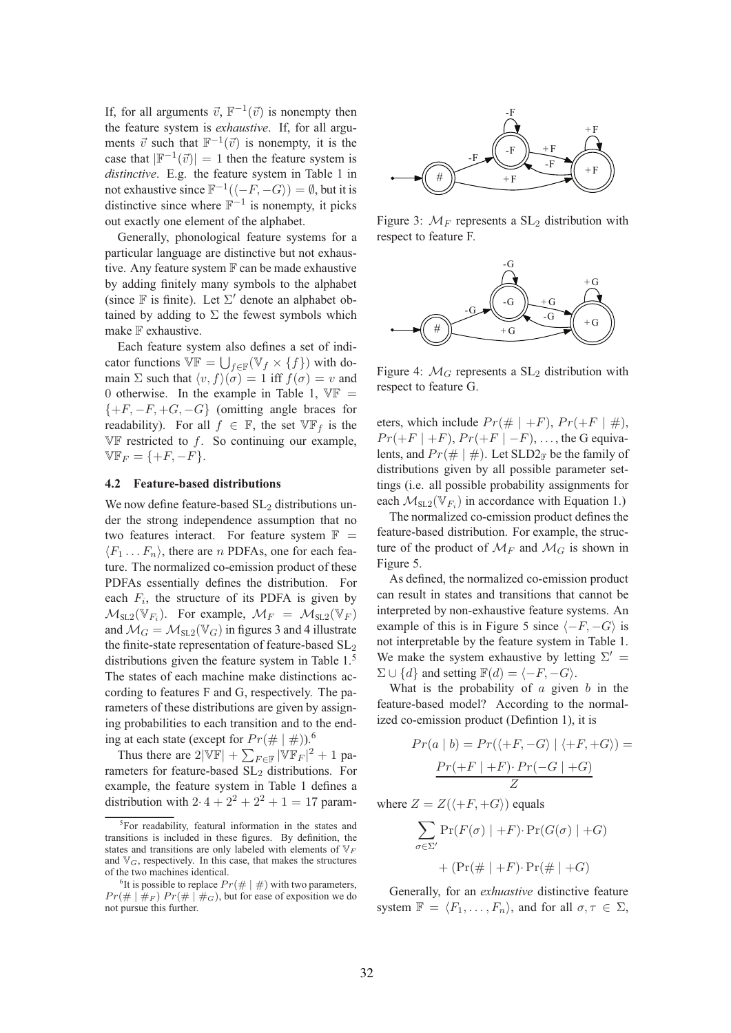If, for all arguments $\vec{v}$, $\mathbb{F}^{-1}(\vec{v})$ is nonempty then the feature system is *exhaustive*. If, for all arguments $\vec{v}$ such that $\mathbb{F}^{-1}(\vec{v})$ is nonempty, it is the case that $|\mathbb{F}^{-1}(\vec{v})| = 1$ then the feature system is *distinctive*. E.g. the feature system in Table 1 in not exhaustive since $\mathbb{F}^{-1}(\langle -F, -G \rangle) = \emptyset$, but it is distinctive since where $\mathbb{F}^{-1}$ is nonempty, it picks out exactly one element of the alphabet.

Generally, phonological feature systems for a particular language are distinctive but not exhaustive. Any feature system $\mathbb{F}$ can be made exhaustive by adding finitely many symbols to the alphabet (since $\mathbb{F}$ is finite). Let $\Sigma'$ denote an alphabet obtained by adding to $\Sigma$ the fewest symbols which make $\mathbb{F}$ exhaustive.

Each feature system also defines a set of indicator functions $\mathbb{VF} = \bigcup_{f \in \mathbb{F}} (\mathbb{V}_f \times \{f\})$ with domain $\Sigma$ such that $\langle v, f \rangle(\sigma) = 1$ iff $f(\sigma) = v$ and 0 otherwise. In the example in Table 1, $\mathbb{VF} = \{+F, -F, +G, -G\}$ (omitting angle braces for readability). For all $f \in \mathbb{F}$, the set $\mathbb{VF}_f$ is the $\mathbb{VF}$ restricted to $f$. So continuing our example, $\mathbb{VF}_F = \{+F, -F\}$.

### 4.2 Feature-based distributions

We now define feature-based $\text{SL}_2$ distributions under the strong independence assumption that no two features interact. For feature system $\mathbb{F} = \langle F_1 \dots F_n \rangle$, there are $n$ PDFAs, one for each feature. The normalized co-emission product of these PDFAs essentially defines the distribution. For each $F_i$, the structure of its PDFA is given by $\mathcal{M}_{\text{SL2}}(\mathbb{V}_{F_i})$. For example, $\mathcal{M}_F = \mathcal{M}_{\text{SL2}}(\mathbb{V}_F)$ and $\mathcal{M}_G = \mathcal{M}_{\text{SL2}}(\mathbb{V}_G)$ in figures 3 and 4 illustrate the finite-state representation of feature-based $\text{SL}_2$ distributions given the feature system in Table 1.[5] The states of each machine make distinctions according to features F and G, respectively. The parameters of these distributions are given by assigning probabilities to each transition and to the ending at each state (except for $Pr(\# \mid \#)$).[6]

Thus there are $2|\mathbb{VF}| + \sum_{F \in \mathbb{F}} |\mathbb{VF}_F|^2 + 1$ parameters for feature-based $\text{SL}_2$ distributions. For example, the feature system in Table 1 defines a distribution with $2 \cdot 4 + 2^2 + 2^2 + 1 = 17$ parameters, which include $Pr(\# \mid +F)$, $Pr(+F \mid \#)$, $Pr(+F \mid +F)$, $Pr(+F \mid -F), \dots$, the G equivalents, and $Pr(\# \mid \#)$. Let $\text{SLD2}_{\mathbb{F}}$ be the family of distributions given by all possible parameter settings (i.e. all possible probability assignments for each $\mathcal{M}_{\text{SL2}}(\mathbb{V}_{F_i})$ in accordance with Equation 1.)

Figure 3: $\mathcal{M}_F$ represents a $\text{SL}_2$ distribution with respect to feature F.

Figure 4: $\mathcal{M}_G$ represents a $\text{SL}_2$ distribution with respect to feature G.

The normalized co-emission product defines the feature-based distribution. For example, the structure of the product of $\mathcal{M}_F$ and $\mathcal{M}_G$ is shown in Figure 5.

As defined, the normalized co-emission product can result in states and transitions that cannot be interpreted by non-exhaustive feature systems. An example of this is in Figure 5 since $\langle -F, -G \rangle$ is not interpretable by the feature system in Table 1. We make the system exhaustive by letting $\Sigma' = \Sigma \cup \{d\}$ and setting $\mathbb{F}(d) = \langle -F, -G \rangle$.

What is the probability of $a$ given $b$ in the feature-based model? According to the normalized co-emission product (Defintion 1), it is

$$Pr(a \mid b) = Pr(\langle +F, -G \rangle \mid \langle +F, +G \rangle) = \frac{Pr(+F \mid +F) \cdot Pr(-G \mid +G)}{Z}$$

where $Z = Z(\langle +F, +G \rangle)$ equals

$$\sum_{\sigma \in \Sigma'} \Pr(F(\sigma) \mid +F) \cdot \Pr(G(\sigma) \mid +G) + (\Pr(\# \mid +F) \cdot \Pr(\# \mid +G)$$

Generally, for an *exhuastive* distinctive feature system $\mathbb{F} = \langle F_1, \dots, F_n \rangle$, and for all $\sigma, \tau \in \Sigma$,

[5] For readability, featural information in the states and transitions is included in these figures. By definition, the states and transitions are only labeled with elements of $\mathbb{V}_F$ and $\mathbb{V}_G$, respectively. In this case, that makes the structures of the two machines identical.

[6] It is possible to replace $Pr(\# \mid \#)$ with two parameters, $Pr(\# \mid \#_F)$ $Pr(\# \mid \#_G)$, but for ease of exposition we do not pursue this further.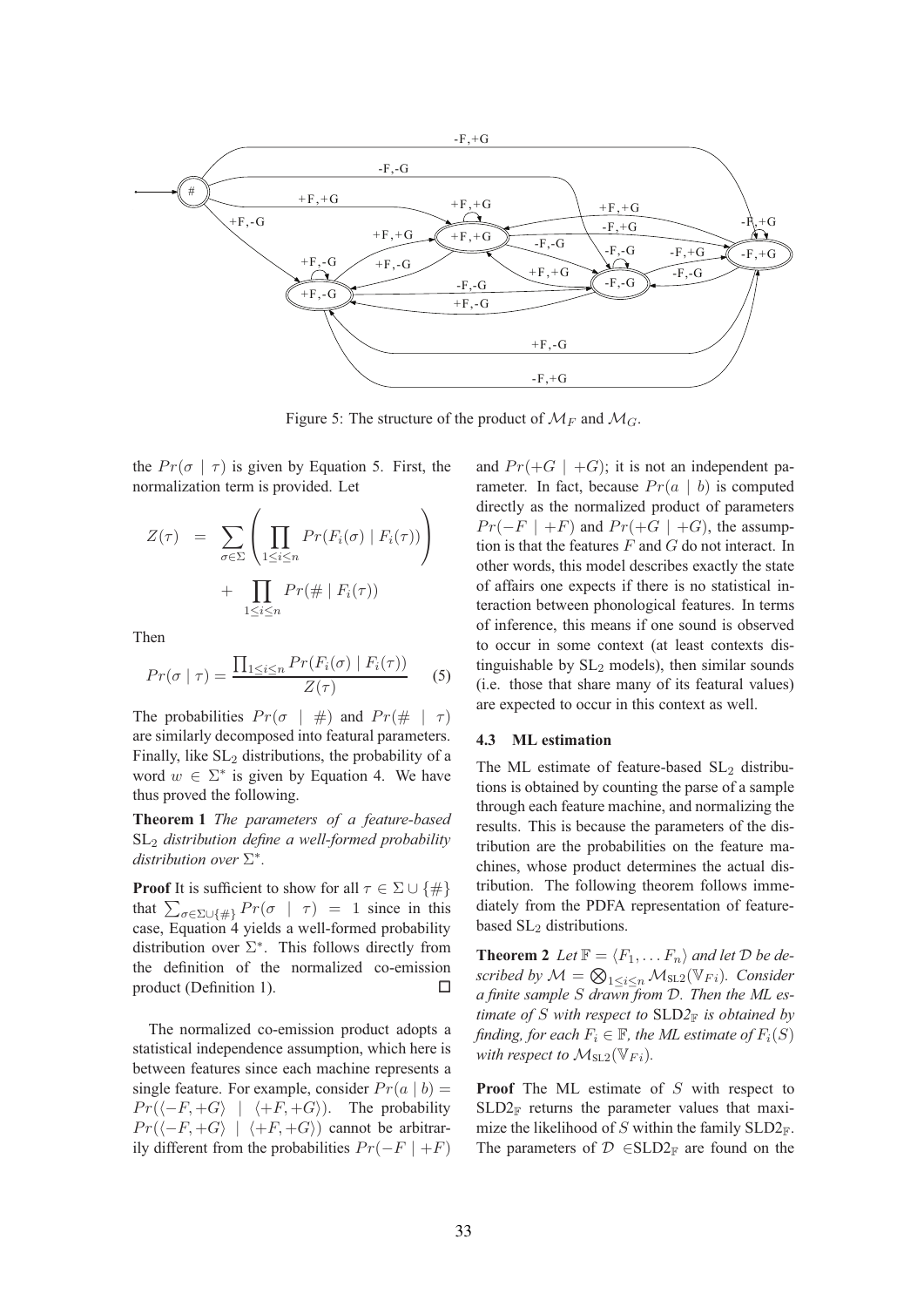Figure 5: The structure of the product of $\mathcal{M}_F$ and $\mathcal{M}_G$.

the $Pr(\sigma \mid \tau)$ is given by Equation 5. First, the normalization term is provided. Let

$$Z(\tau) = \sum_{\sigma \in \Sigma} \left( \prod_{1 \leq i \leq n} Pr(F_i(\sigma) \mid F_i(\tau)) \right) + \prod_{1 \leq i \leq n} Pr(\# \mid F_i(\tau))$$

Then

$$Pr(\sigma \mid \tau) = \frac{\prod_{1 \leq i \leq n} Pr(F_i(\sigma) \mid F_i(\tau))}{Z(\tau)} \quad (5)$$

The probabilities $Pr(\sigma \mid \#)$ and $Pr(\# \mid \tau)$ are similarly decomposed into featural parameters. Finally, like $\text{SL}_2$ distributions, the probability of a word $w \in \Sigma^*$ is given by Equation 4. We have thus proved the following.

**Theorem 1** *The parameters of a feature-based* $\text{SL}_2$ *distribution define a well-formed probability distribution over* $\Sigma^*$.

**Proof** It is sufficient to show for all $\tau \in \Sigma \cup \{\#\}$ that $\sum_{\sigma \in \Sigma \cup \{\#\}} Pr(\sigma \mid \tau) = 1$ since in this case, Equation 4 yields a well-formed probability distribution over $\Sigma^*$. This follows directly from the definition of the normalized co-emission product (Definition 1). □

The normalized co-emission product adopts a statistical independence assumption, which here is between features since each machine represents a single feature. For example, consider $Pr(a \mid b) = Pr(\langle -F, +G \rangle \mid \langle +F, +G \rangle)$. The probability $Pr(\langle -F, +G \rangle \mid \langle +F, +G \rangle)$ cannot be arbitrarily different from the probabilities $Pr(-F \mid +F)$ and $Pr(+G \mid +G)$; it is not an independent parameter. In fact, because $Pr(a \mid b)$ is computed directly as the normalized product of parameters $Pr(-F \mid +F)$ and $Pr(+G \mid +G)$, the assumption is that the features $F$ and $G$ do not interact. In other words, this model describes exactly the state of affairs one expects if there is no statistical interaction between phonological features. In terms of inference, this means if one sound is observed to occur in some context (at least contexts distinguishable by $\text{SL}_2$ models), then similar sounds (i.e. those that share many of its featural values) are expected to occur in this context as well.

### 4.3 ML estimation

The ML estimate of feature-based $\text{SL}_2$ distributions is obtained by counting the parse of a sample through each feature machine, and normalizing the results. This is because the parameters of the distribution are the probabilities on the feature machines, whose product determines the actual distribution. The following theorem follows immediately from the PDFA representation of feature-based $\text{SL}_2$ distributions.

**Theorem 2** *Let* $\mathbb{F} = \langle F_1, \ldots F_n \rangle$ *and let* $\mathcal{D}$ *be described by* $\mathcal{M} = \bigotimes_{1 \leq i \leq n} \mathcal{M}_{\text{SL2}}(\mathbb{V}_{F i})$. *Consider a finite sample* $S$ *drawn from* $\mathcal{D}$. *Then the ML estimate of* $S$ *with respect to* $\text{SLD2}_{\mathbb{F}}$ *is obtained by finding, for each* $F_i \in \mathbb{F}$, *the ML estimate of* $F_i(S)$ *with respect to* $\mathcal{M}_{\text{SL2}}(\mathbb{V}_{F i})$.

**Proof** The ML estimate of $S$ with respect to $\text{SLD2}_{\mathbb{F}}$ returns the parameter values that maximize the likelihood of $S$ within the family $\text{SLD2}_{\mathbb{F}}$. The parameters of $\mathcal{D} \in \text{SLD2}_{\mathbb{F}}$ are found on the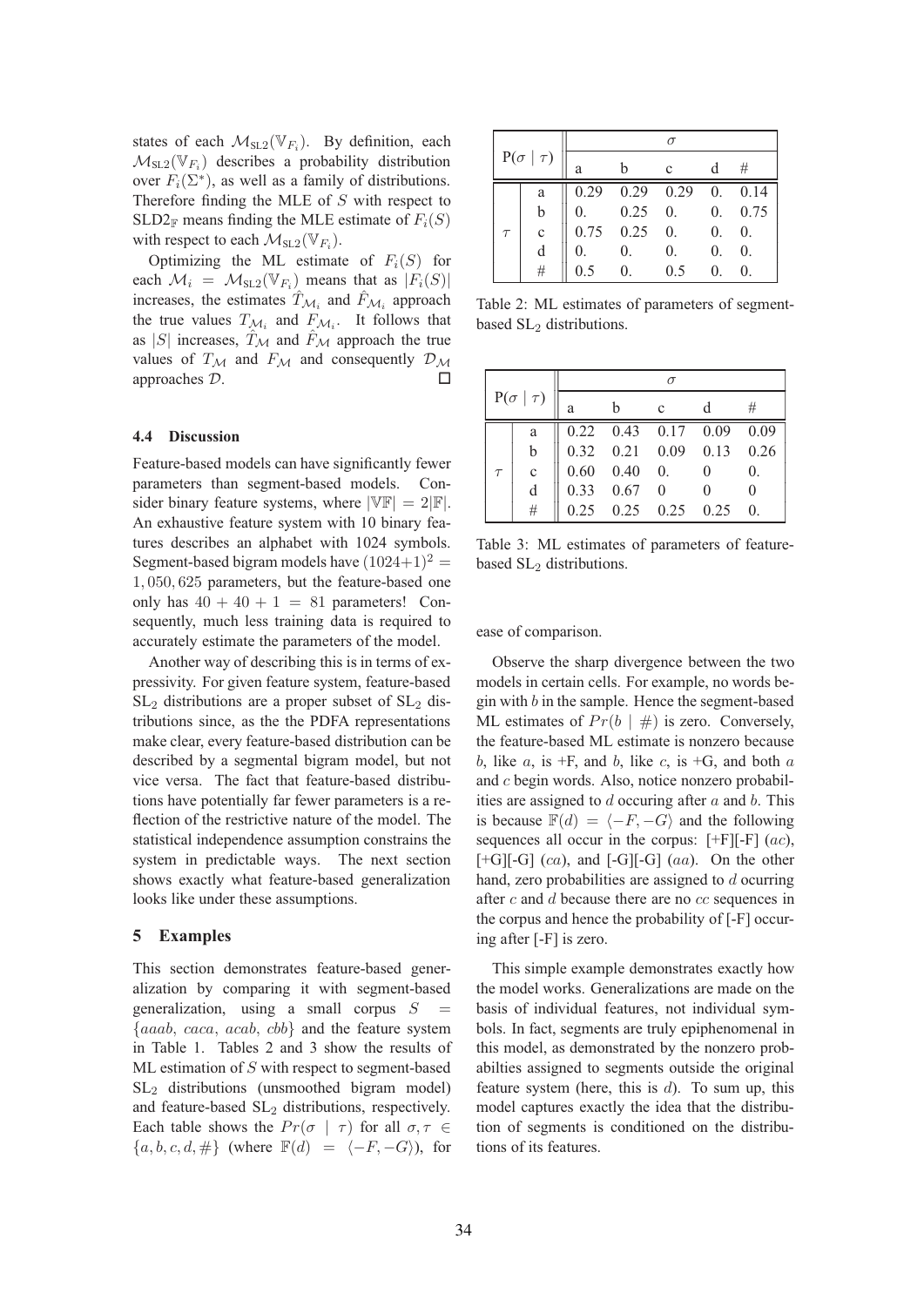states of each $\mathcal{M}_{\text{SL2}}(\mathbb{V}_{F_i})$. By definition, each $\mathcal{M}_{\text{SL2}}(\mathbb{V}_{F_i})$ describes a probability distribution over $F_i(\Sigma^*)$, as well as a family of distributions. Therefore finding the MLE of $S$ with respect to $\text{SLD2}_{\mathbb{F}}$ means finding the MLE estimate of $F_i(S)$ with respect to each $\mathcal{M}_{\text{SL2}}(\mathbb{V}_{F_i})$.

Optimizing the ML estimate of $F_i(S)$ for each $\mathcal{M}_i = \mathcal{M}_{\text{SL2}}(\mathbb{V}_{F_i})$ means that as $|F_i(S)|$ increases, the estimates $\hat{T}_{\mathcal{M}_i}$ and $\hat{F}_{\mathcal{M}_i}$ approach the true values $T_{\mathcal{M}_i}$ and $F_{\mathcal{M}_i}$. It follows that as $|S|$ increases, $\hat{T}_{\mathcal{M}}$ and $\hat{F}_{\mathcal{M}}$ approach the true values of $T_{\mathcal{M}}$ and $F_{\mathcal{M}}$ and consequently $\mathcal{D}_{\mathcal{M}}$ approaches $\mathcal{D}$. □

### 4.4 Discussion

Feature-based models can have significantly fewer parameters than segment-based models. Consider binary feature systems, where $|\mathbb{VF}| = 2|\mathbb{F}|$. An exhaustive feature system with 10 binary features describes an alphabet with 1024 symbols. Segment-based bigram models have $(1024+1)^2 = 1,050,625$ parameters, but the feature-based one only has $40 + 40 + 1 = 81$ parameters! Consequently, much less training data is required to accurately estimate the parameters of the model.

Another way of describing this is in terms of expressivity. For given feature system, feature-based $\text{SL}_2$ distributions are a proper subset of $\text{SL}_2$ distributions since, as the the PDFA representations make clear, every feature-based distribution can be described by a segmental bigram model, but not vice versa. The fact that feature-based distributions have potentially far fewer parameters is a reflection of the restrictive nature of the model. The statistical independence assumption constrains the system in predictable ways. The next section shows exactly what feature-based generalization looks like under these assumptions.

## 5 Examples

This section demonstrates feature-based generalization by comparing it with segment-based generalization, using a small corpus $S = \{aaab,\ caca,\ acab,\ cbb\}$ and the feature system in Table 1. Tables 2 and 3 show the results of ML estimation of $S$ with respect to segment-based $\text{SL}_2$ distributions (unsmoothed bigram model) and feature-based $\text{SL}_2$ distributions, respectively. Each table shows the $Pr(\sigma \mid \tau)$ for all $\sigma, \tau \in \{a, b, c, d, \#\}$ (where $\mathbb{F}(d) = \langle -F, -G \rangle$), for ease of comparison.

| $\text{P}(\sigma \mid \tau)$ | | $\sigma$ | | | | |
|---|---|---|---|---|---|---|
| | | a | b | c | d | # |
| $\tau$ | a | 0.29 | 0.29 | 0.29 | 0. | 0.14 |
| | b | 0. | 0.25 | 0. | 0. | 0.75 |
| | c | 0.75 | 0.25 | 0. | 0. | 0. |
| | d | 0. | 0. | 0. | 0. | 0. |
| | # | 0.5 | 0. | 0.5 | 0. | 0. |

Table 2: ML estimates of parameters of segment-based $\text{SL}_2$ distributions.

| $\text{P}(\sigma \mid \tau)$ | | $\sigma$ | | | | |
|---|---|---|---|---|---|---|
| | | a | b | c | d | # |
| $\tau$ | a | 0.22 | 0.43 | 0.17 | 0.09 | 0.09 |
| | b | 0.32 | 0.21 | 0.09 | 0.13 | 0.26 |
| | c | 0.60 | 0.40 | 0. | 0 | 0. |
| | d | 0.33 | 0.67 | 0 | 0 | 0 |
| | # | 0.25 | 0.25 | 0.25 | 0.25 | 0. |

Table 3: ML estimates of parameters of feature-based $\text{SL}_2$ distributions.

Observe the sharp divergence between the two models in certain cells. For example, no words begin with $b$ in the sample. Hence the segment-based ML estimates of $Pr(b \mid \#)$ is zero. Conversely, the feature-based ML estimate is nonzero because $b$, like $a$, is +F, and $b$, like $c$, is +G, and both $a$ and $c$ begin words. Also, notice nonzero probabilities are assigned to $d$ occuring after $a$ and $b$. This is because $\mathbb{F}(d) = \langle -F, -G \rangle$ and the following sequences all occur in the corpus: [+F][-F] ($ac$), [+G][-G] ($ca$), and [-G][-G] ($aa$). On the other hand, zero probabilities are assigned to $d$ ocurring after $c$ and $d$ because there are no $cc$ sequences in the corpus and hence the probability of [-F] occuring after [-F] is zero.

This simple example demonstrates exactly how the model works. Generalizations are made on the basis of individual features, not individual symbols. In fact, segments are truly epiphenomenal in this model, as demonstrated by the nonzero probabilties assigned to segments outside the original feature system (here, this is $d$). To sum up, this model captures exactly the idea that the distribution of segments is conditioned on the distributions of its features.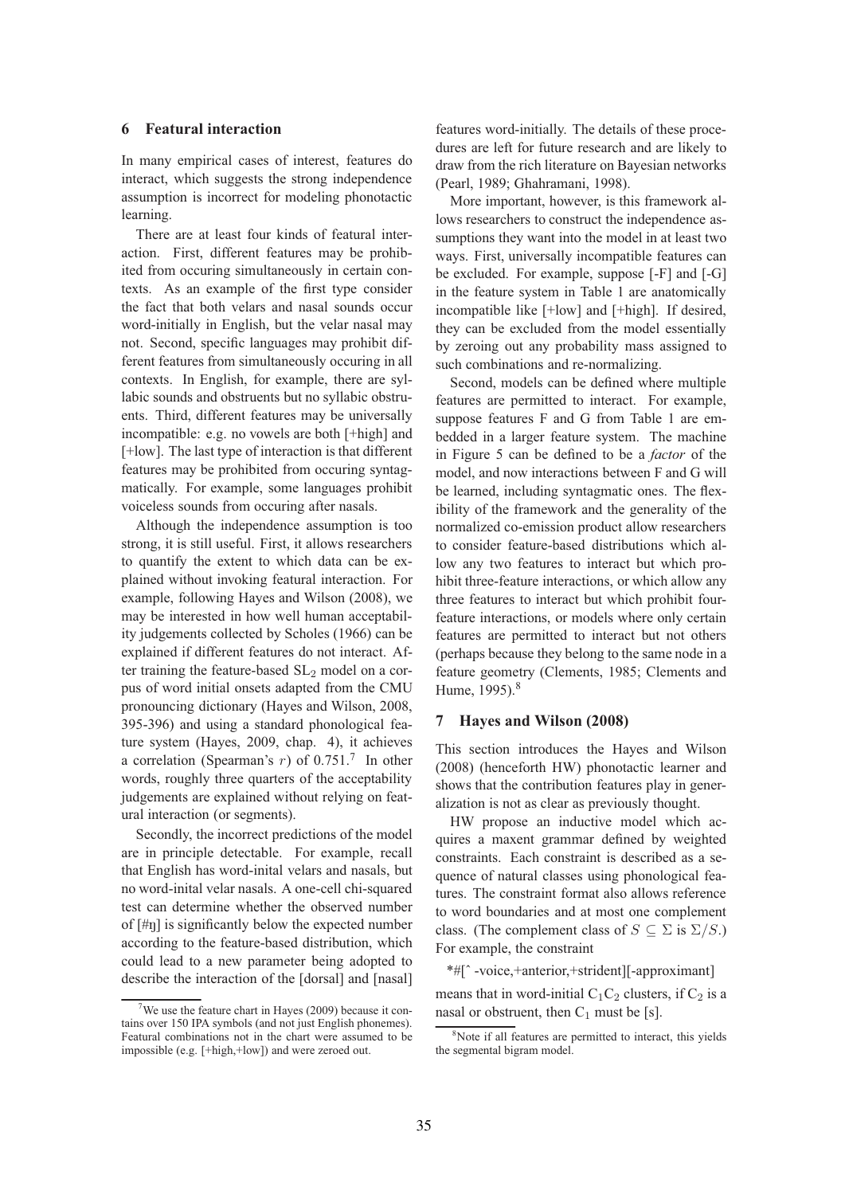## 6 Featural interaction

In many empirical cases of interest, features do interact, which suggests the strong independence assumption is incorrect for modeling phonotactic learning.

There are at least four kinds of featural interaction. First, different features may be prohibited from occuring simultaneously in certain contexts. As an example of the first type consider the fact that both velars and nasal sounds occur word-initially in English, but the velar nasal may not. Second, specific languages may prohibit different features from simultaneously occuring in all contexts. In English, for example, there are syllabic sounds and obstruents but no syllabic obstruents. Third, different features may be universally incompatible: e.g. no vowels are both [+high] and [+low]. The last type of interaction is that different features may be prohibited from occuring syntagmatically. For example, some languages prohibit voiceless sounds from occuring after nasals.

Although the independence assumption is too strong, it is still useful. First, it allows researchers to quantify the extent to which data can be explained without invoking featural interaction. For example, following Hayes and Wilson (2008), we may be interested in how well human acceptability judgements collected by Scholes (1966) can be explained if different features do not interact. After training the feature-based $SL_2$ model on a corpus of word initial onsets adapted from the CMU pronouncing dictionary (Hayes and Wilson, 2008, 395-396) and using a standard phonological feature system (Hayes, 2009, chap. 4), it achieves a correlation (Spearman's $r$) of 0.751.[7] In other words, roughly three quarters of the acceptability judgements are explained without relying on featural interaction (or segments).

Secondly, the incorrect predictions of the model are in principle detectable. For example, recall that English has word-inital velars and nasals, but no word-inital velar nasals. A one-cell chi-squared test can determine whether the observed number of [#ŋ] is significantly below the expected number according to the feature-based distribution, which could lead to a new parameter being adopted to describe the interaction of the [dorsal] and [nasal] features word-initially. The details of these procedures are left for future research and are likely to draw from the rich literature on Bayesian networks (Pearl, 1989; Ghahramani, 1998).

More important, however, is this framework allows researchers to construct the independence assumptions they want into the model in at least two ways. First, universally incompatible features can be excluded. For example, suppose [-F] and [-G] in the feature system in Table 1 are anatomically incompatible like [+low] and [+high]. If desired, they can be excluded from the model essentially by zeroing out any probability mass assigned to such combinations and re-normalizing.

Second, models can be defined where multiple features are permitted to interact. For example, suppose features F and G from Table 1 are embedded in a larger feature system. The machine in Figure 5 can be defined to be a *factor* of the model, and now interactions between F and G will be learned, including syntagmatic ones. The flexibility of the framework and the generality of the normalized co-emission product allow researchers to consider feature-based distributions which allow any two features to interact but which prohibit three-feature interactions, or which allow any three features to interact but which prohibit four-feature interactions, or models where only certain features are permitted to interact but not others (perhaps because they belong to the same node in a feature geometry (Clements, 1985; Clements and Hume, 1995).[8]

## 7 Hayes and Wilson (2008)

This section introduces the Hayes and Wilson (2008) (henceforth HW) phonotactic learner and shows that the contribution features play in generalization is not as clear as previously thought.

HW propose an inductive model which acquires a maxent grammar defined by weighted constraints. Each constraint is described as a sequence of natural classes using phonological features. The constraint format also allows reference to word boundaries and at most one complement class. (The complement class of $S \subseteq \Sigma$ is $\Sigma/S$.) For example, the constraint

*#[ˆ -voice,+anterior,+strident][-approximant]

means that in word-initial $C_1C_2$ clusters, if $C_2$ is a nasal or obstruent, then $C_1$ must be [s].

[7] We use the feature chart in Hayes (2009) because it contains over 150 IPA symbols (and not just English phonemes). Featural combinations not in the chart were assumed to be impossible (e.g. [+high,+low]) and were zeroed out.

[8] Note if all features are permitted to interact, this yields the segmental bigram model.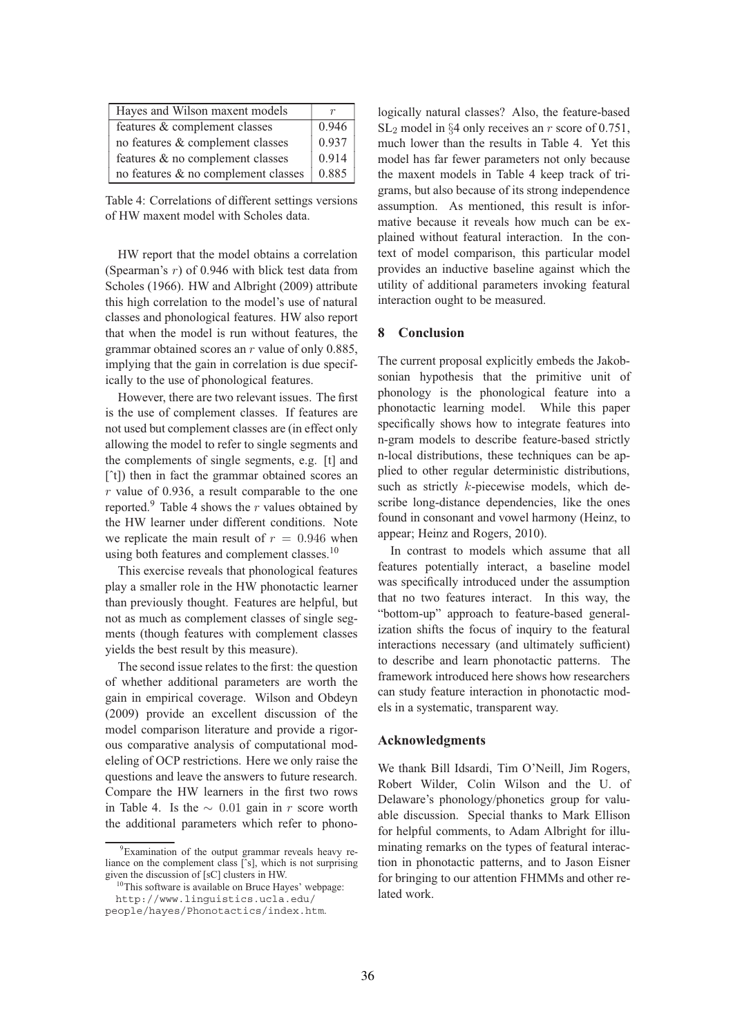| Hayes and Wilson maxent models | $r$ |
|---|---|
| features & complement classes | 0.946 |
| no features & complement classes | 0.937 |
| features & no complement classes | 0.914 |
| no features & no complement classes | 0.885 |

Table 4: Correlations of different settings versions of HW maxent model with Scholes data.

HW report that the model obtains a correlation (Spearman's $r$) of 0.946 with blick test data from Scholes (1966). HW and Albright (2009) attribute this high correlation to the model's use of natural classes and phonological features. HW also report that when the model is run without features, the grammar obtained scores an $r$ value of only 0.885, implying that the gain in correlation is due specifically to the use of phonological features.

However, there are two relevant issues. The first is the use of complement classes. If features are not used but complement classes are (in effect only allowing the model to refer to single segments and the complements of single segments, e.g. [t] and [ˆt]) then in fact the grammar obtained scores an $r$ value of 0.936, a result comparable to the one reported.[9] Table 4 shows the $r$ values obtained by the HW learner under different conditions. Note we replicate the main result of $r = 0.946$ when using both features and complement classes.[10]

This exercise reveals that phonological features play a smaller role in the HW phonotactic learner than previously thought. Features are helpful, but not as much as complement classes of single segments (though features with complement classes yields the best result by this measure).

The second issue relates to the first: the question of whether additional parameters are worth the gain in empirical coverage. Wilson and Obdeyn (2009) provide an excellent discussion of the model comparison literature and provide a rigorous comparative analysis of computational modeleling of OCP restrictions. Here we only raise the questions and leave the answers to future research. Compare the HW learners in the first two rows in Table 4. Is the $\sim 0.01$ gain in $r$ score worth the additional parameters which refer to phonologically natural classes? Also, the feature-based $SL_2$ model in §4 only receives an $r$ score of 0.751, much lower than the results in Table 4. Yet this model has far fewer parameters not only because the maxent models in Table 4 keep track of trigrams, but also because of its strong independence assumption. As mentioned, this result is informative because it reveals how much can be explained without featural interaction. In the context of model comparison, this particular model provides an inductive baseline against which the utility of additional parameters invoking featural interaction ought to be measured.

## 8 Conclusion

The current proposal explicitly embeds the Jakobsonian hypothesis that the primitive unit of phonology is the phonological feature into a phonotactic learning model. While this paper specifically shows how to integrate features into n-gram models to describe feature-based strictly n-local distributions, these techniques can be applied to other regular deterministic distributions, such as strictly $k$-piecewise models, which describe long-distance dependencies, like the ones found in consonant and vowel harmony (Heinz, to appear; Heinz and Rogers, 2010).

In contrast to models which assume that all features potentially interact, a baseline model was specifically introduced under the assumption that no two features interact. In this way, the "bottom-up" approach to feature-based generalization shifts the focus of inquiry to the featural interactions necessary (and ultimately sufficient) to describe and learn phonotactic patterns. The framework introduced here shows how researchers can study feature interaction in phonotactic models in a systematic, transparent way.

### Acknowledgments

We thank Bill Idsardi, Tim O'Neill, Jim Rogers, Robert Wilder, Colin Wilson and the U. of Delaware's phonology/phonetics group for valuable discussion. Special thanks to Mark Ellison for helpful comments, to Adam Albright for illuminating remarks on the types of featural interaction in phonotactic patterns, and to Jason Eisner for bringing to our attention FHMMs and other related work.

---

[9] Examination of the output grammar reveals heavy reliance on the complement class [ˆs], which is not surprising given the discussion of [sC] clusters in HW.

[10] This software is available on Bruce Hayes' webpage: http://www.linguistics.ucla.edu/people/hayes/Phonotactics/index.htm.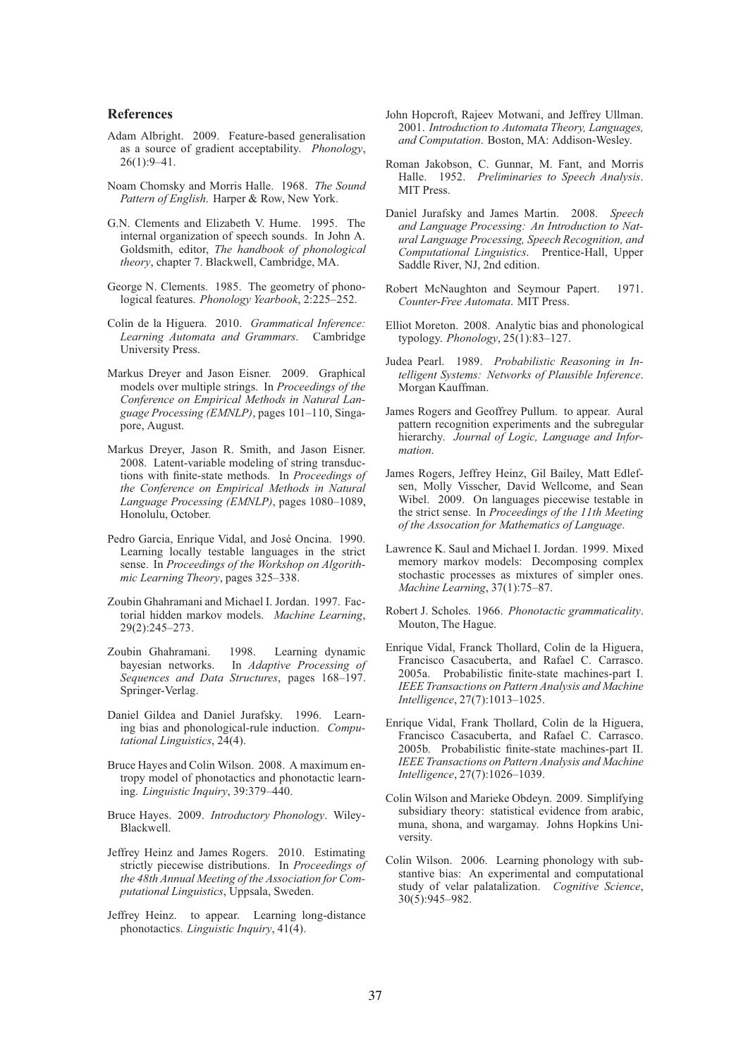## References

Adam Albright. 2009. Feature-based generalisation as a source of gradient acceptability. *Phonology*, 26(1):9–41.

Noam Chomsky and Morris Halle. 1968. *The Sound Pattern of English*. Harper & Row, New York.

G.N. Clements and Elizabeth V. Hume. 1995. The internal organization of speech sounds. In John A. Goldsmith, editor, *The handbook of phonological theory*, chapter 7. Blackwell, Cambridge, MA.

George N. Clements. 1985. The geometry of phonological features. *Phonology Yearbook*, 2:225–252.

Colin de la Higuera. 2010. *Grammatical Inference: Learning Automata and Grammars*. Cambridge University Press.

Markus Dreyer and Jason Eisner. 2009. Graphical models over multiple strings. In *Proceedings of the Conference on Empirical Methods in Natural Language Processing (EMNLP)*, pages 101–110, Singapore, August.

Markus Dreyer, Jason R. Smith, and Jason Eisner. 2008. Latent-variable modeling of string transductions with finite-state methods. In *Proceedings of the Conference on Empirical Methods in Natural Language Processing (EMNLP)*, pages 1080–1089, Honolulu, October.

Pedro Garcia, Enrique Vidal, and José Oncina. 1990. Learning locally testable languages in the strict sense. In *Proceedings of the Workshop on Algorithmic Learning Theory*, pages 325–338.

Zoubin Ghahramani and Michael I. Jordan. 1997. Factorial hidden markov models. *Machine Learning*, 29(2):245–273.

Zoubin Ghahramani. 1998. Learning dynamic bayesian networks. In *Adaptive Processing of Sequences and Data Structures*, pages 168–197. Springer-Verlag.

Daniel Gildea and Daniel Jurafsky. 1996. Learning bias and phonological-rule induction. *Computational Linguistics*, 24(4).

Bruce Hayes and Colin Wilson. 2008. A maximum entropy model of phonotactics and phonotactic learning. *Linguistic Inquiry*, 39:379–440.

Bruce Hayes. 2009. *Introductory Phonology*. Wiley-Blackwell.

Jeffrey Heinz and James Rogers. 2010. Estimating strictly piecewise distributions. In *Proceedings of the 48th Annual Meeting of the Association for Computational Linguistics*, Uppsala, Sweden.

Jeffrey Heinz. to appear. Learning long-distance phonotactics. *Linguistic Inquiry*, 41(4).

John Hopcroft, Rajeev Motwani, and Jeffrey Ullman. 2001. *Introduction to Automata Theory, Languages, and Computation*. Boston, MA: Addison-Wesley.

Roman Jakobson, C. Gunnar, M. Fant, and Morris Halle. 1952. *Preliminaries to Speech Analysis*. MIT Press.

Daniel Jurafsky and James Martin. 2008. *Speech and Language Processing: An Introduction to Natural Language Processing, Speech Recognition, and Computational Linguistics*. Prentice-Hall, Upper Saddle River, NJ, 2nd edition.

Robert McNaughton and Seymour Papert. 1971. *Counter-Free Automata*. MIT Press.

Elliot Moreton. 2008. Analytic bias and phonological typology. *Phonology*, 25(1):83–127.

Judea Pearl. 1989. *Probabilistic Reasoning in Intelligent Systems: Networks of Plausible Inference*. Morgan Kauffman.

James Rogers and Geoffrey Pullum. to appear. Aural pattern recognition experiments and the subregular hierarchy. *Journal of Logic, Language and Information*.

James Rogers, Jeffrey Heinz, Gil Bailey, Matt Edlefsen, Molly Visscher, David Wellcome, and Sean Wibel. 2009. On languages piecewise testable in the strict sense. In *Proceedings of the 11th Meeting of the Assocation for Mathematics of Language*.

Lawrence K. Saul and Michael I. Jordan. 1999. Mixed memory markov models: Decomposing complex stochastic processes as mixtures of simpler ones. *Machine Learning*, 37(1):75–87.

Robert J. Scholes. 1966. *Phonotactic grammaticality*. Mouton, The Hague.

Enrique Vidal, Franck Thollard, Colin de la Higuera, Francisco Casacuberta, and Rafael C. Carrasco. 2005a. Probabilistic finite-state machines-part I. *IEEE Transactions on Pattern Analysis and Machine Intelligence*, 27(7):1013–1025.

Enrique Vidal, Frank Thollard, Colin de la Higuera, Francisco Casacuberta, and Rafael C. Carrasco. 2005b. Probabilistic finite-state machines-part II. *IEEE Transactions on Pattern Analysis and Machine Intelligence*, 27(7):1026–1039.

Colin Wilson and Marieke Obdeyn. 2009. Simplifying subsidiary theory: statistical evidence from arabic, muna, shona, and wargamay. Johns Hopkins University.

Colin Wilson. 2006. Learning phonology with substantive bias: An experimental and computational study of velar palatalization. *Cognitive Science*, 30(5):945–982.